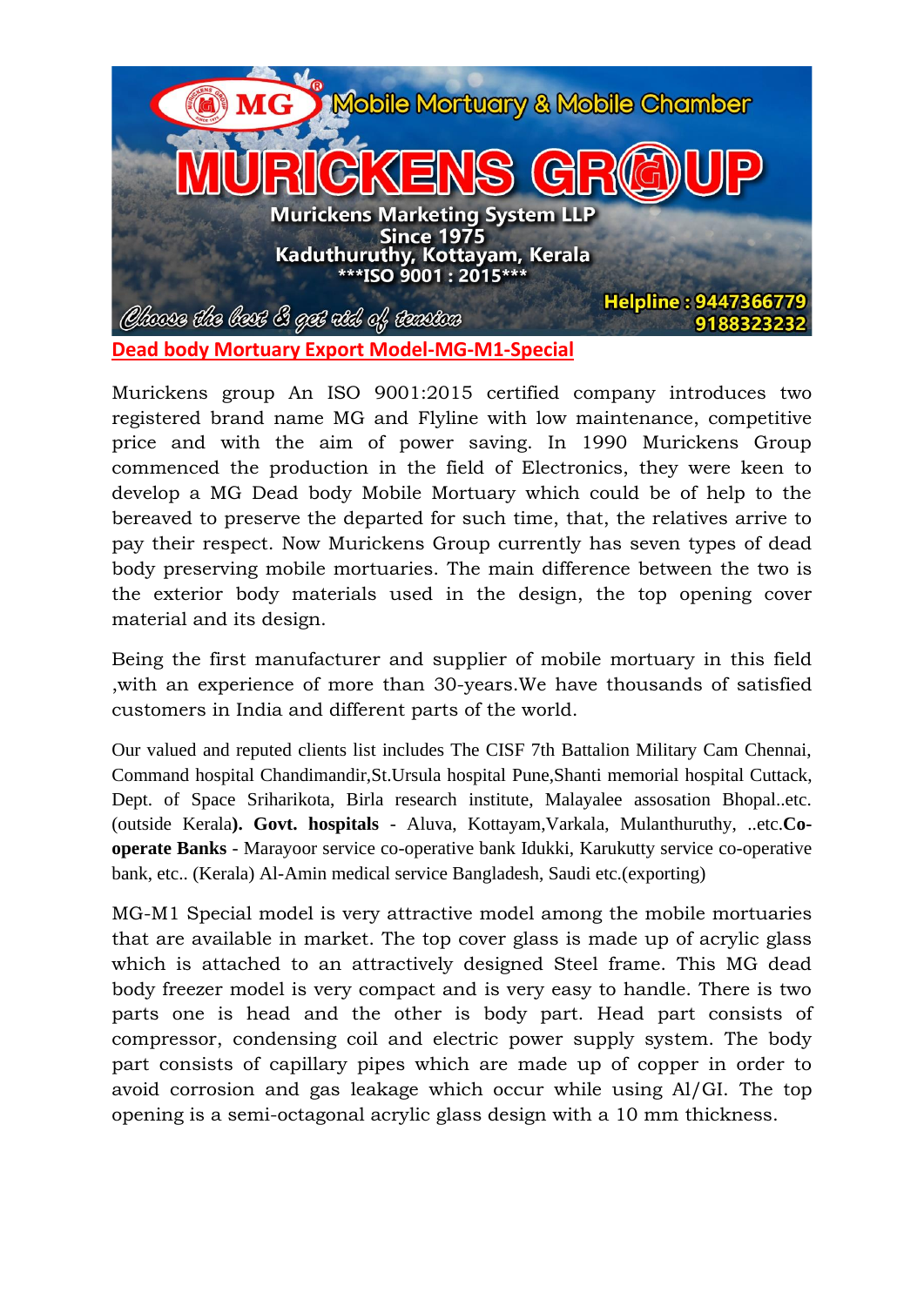MG® Mobile Mortuary & Mobile Chamber

# MURICKENS GROUP

**Murickens Marketing System LLP**
**Since 1975**
**Kaduthuruthy, Kottayam, Kerala**
*****ISO 9001 : 2015*****

*Choose the best & get rid of tension*

**Helpline : 9447366779**
**9188323232**

## Dead body Mortuary Export Model-MG-M1-Special

Murickens group An ISO 9001:2015 certified company introduces two registered brand name MG and Flyline with low maintenance, competitive price and with the aim of power saving. In 1990 Murickens Group commenced the production in the field of Electronics, they were keen to develop a MG Dead body Mobile Mortuary which could be of help to the bereaved to preserve the departed for such time, that, the relatives arrive to pay their respect. Now Murickens Group currently has seven types of dead body preserving mobile mortuaries. The main difference between the two is the exterior body materials used in the design, the top opening cover material and its design.

Being the first manufacturer and supplier of mobile mortuary in this field ,with an experience of more than 30-years.We have thousands of satisfied customers in India and different parts of the world.

Our valued and reputed clients list includes The CISF 7th Battalion Military Cam Chennai, Command hospital Chandimandir,St.Ursula hospital Pune,Shanti memorial hospital Cuttack, Dept. of Space Sriharikota, Birla research institute, Malayalee assosation Bhopal..etc. (outside Kerala**). Govt. hospitals** - Aluva, Kottayam,Varkala, Mulanthuruthy, ..etc.**Co-operate Banks** - Marayoor service co-operative bank Idukki, Karukutty service co-operative bank, etc.. (Kerala) Al-Amin medical service Bangladesh, Saudi etc.(exporting)

MG-M1 Special model is very attractive model among the mobile mortuaries that are available in market. The top cover glass is made up of acrylic glass which is attached to an attractively designed Steel frame. This MG dead body freezer model is very compact and is very easy to handle. There is two parts one is head and the other is body part. Head part consists of compressor, condensing coil and electric power supply system. The body part consists of capillary pipes which are made up of copper in order to avoid corrosion and gas leakage which occur while using Al/GI. The top opening is a semi-octagonal acrylic glass design with a 10 mm thickness.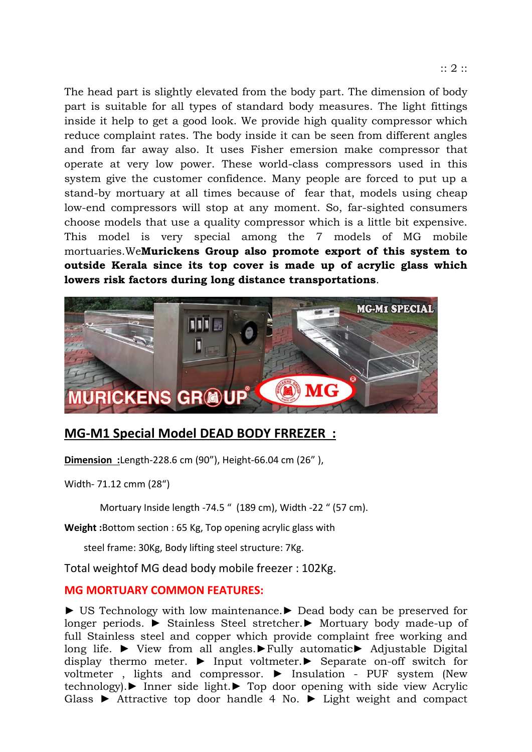The head part is slightly elevated from the body part. The dimension of body part is suitable for all types of standard body measures. The light fittings inside it help to get a good look. We provide high quality compressor which reduce complaint rates. The body inside it can be seen from different angles and from far away also. It uses Fisher emersion make compressor that operate at very low power. These world-class compressors used in this system give the customer confidence. Many people are forced to put up a stand-by mortuary at all times because of fear that, models using cheap low-end compressors will stop at any moment. So, far-sighted consumers choose models that use a quality compressor which is a little bit expensive. This model is very special among the 7 models of MG mobile mortuaries.We**Murickens Group also promote export of this system to outside Kerala since its top cover is made up of acrylic glass which lowers risk factors during long distance transportations**.

## MG-M1 Special Model DEAD BODY FRREZER :

**Dimension :**Length-228.6 cm (90"), Height-66.04 cm (26" ),

Width- 71.12 cmm (28")

Mortuary Inside length -74.5 " (189 cm), Width -22 " (57 cm).

**Weight :**Bottom section : 65 Kg, Top opening acrylic glass with steel frame: 30Kg, Body lifting steel structure: 7Kg.

Total weightof MG dead body mobile freezer : 102Kg.

### MG MORTUARY COMMON FEATURES:

► US Technology with low maintenance.► Dead body can be preserved for longer periods. ► Stainless Steel stretcher.► Mortuary body made-up of full Stainless steel and copper which provide complaint free working and long life. ► View from all angles.►Fully automatic► Adjustable Digital display thermo meter. ► Input voltmeter.► Separate on-off switch for voltmeter , lights and compressor. ► Insulation - PUF system (New technology).► Inner side light.► Top door opening with side view Acrylic Glass ► Attractive top door handle 4 No. ► Light weight and compact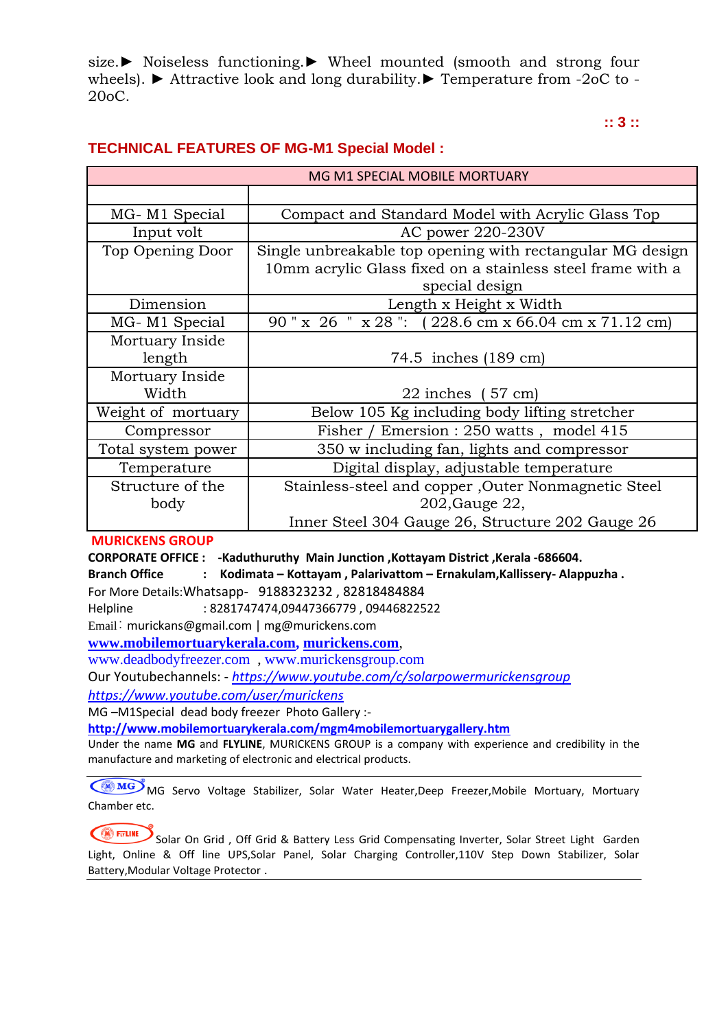size.► Noiseless functioning.► Wheel mounted (smooth and strong four wheels). ► Attractive look and long durability.► Temperature from -2oC to -20oC.

## TECHNICAL FEATURES OF MG-M1 Special Model :

| MG M1 SPECIAL MOBILE MORTUARY | |
|---|---|
| | |
| MG- M1 Special | Compact and Standard Model with Acrylic Glass Top |
| Input volt | AC power 220-230V |
| Top Opening Door | Single unbreakable top opening with rectangular MG design 10mm acrylic Glass fixed on a stainless steel frame with a special design |
| Dimension | Length x Height x Width |
| MG- M1 Special | 90 " x 26 " x 28 ": (228.6 cm x 66.04 cm x 71.12 cm) |
| Mortuary Inside length | 74.5 inches (189 cm) |
| Mortuary Inside Width | 22 inches ( 57 cm) |
| Weight of mortuary | Below 105 Kg including body lifting stretcher |
| Compressor | Fisher / Emersion : 250 watts , model 415 |
| Total system power | 350 w including fan, lights and compressor |
| Temperature | Digital display, adjustable temperature |
| Structure of the body | Stainless-steel and copper ,Outer Nonmagnetic Steel 202,Gauge 22, Inner Steel 304 Gauge 26, Structure 202 Gauge 26 |

**MURICKENS GROUP**

**CORPORATE OFFICE : -Kaduthuruthy Main Junction ,Kottayam District ,Kerala -686604.**

**Branch Office : Kodimata – Kottayam , Palarivattom – Ernakulam,Kallissery- Alappuzha .**

For More Details:Whatsapp- 9188323232 , 82818484884

Helpline : 8281747474,09447366779 , 09446822522

Email : murickans@gmail.com | mg@murickens.com

**www.mobilemortuarykerala.com, murickens.com**,

www.deadbodyfreezer.com , www.murickensgroup.com

Our Youtubechannels: - *https://www.youtube.com/c/solarpowermurickensgroup*

*https://www.youtube.com/user/murickens*

MG –M1Special dead body freezer Photo Gallery :-

**http://www.mobilemortuarykerala.com/mgm4mobilemortuarygallery.htm**

Under the name **MG** and **FLYLINE**, MURICKENS GROUP is a company with experience and credibility in the manufacture and marketing of electronic and electrical products.

MG MG Servo Voltage Stabilizer, Solar Water Heater,Deep Freezer,Mobile Mortuary, Mortuary Chamber etc.

FLYLINE Solar On Grid , Off Grid & Battery Less Grid Compensating Inverter, Solar Street Light Garden Light, Online & Off line UPS,Solar Panel, Solar Charging Controller,110V Step Down Stabilizer, Solar Battery,Modular Voltage Protector .